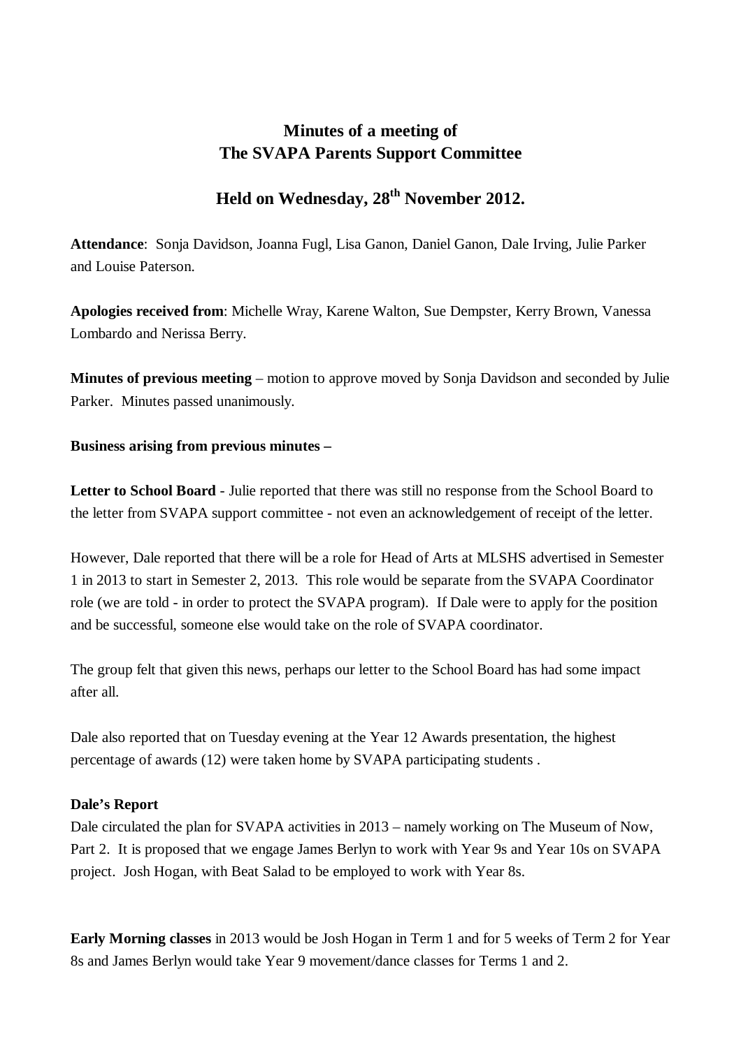# Minutes of a meeting of
# The SVAPA Parents Support Committee

## Held on Wednesday, 28th November 2012.

**Attendance**: Sonja Davidson, Joanna Fugl, Lisa Ganon, Daniel Ganon, Dale Irving, Julie Parker and Louise Paterson.

**Apologies received from**: Michelle Wray, Karene Walton, Sue Dempster, Kerry Brown, Vanessa Lombardo and Nerissa Berry.

**Minutes of previous meeting** – motion to approve moved by Sonja Davidson and seconded by Julie Parker. Minutes passed unanimously.

**Business arising from previous minutes –**

**Letter to School Board** - Julie reported that there was still no response from the School Board to the letter from SVAPA support committee - not even an acknowledgement of receipt of the letter.

However, Dale reported that there will be a role for Head of Arts at MLSHS advertised in Semester 1 in 2013 to start in Semester 2, 2013. This role would be separate from the SVAPA Coordinator role (we are told - in order to protect the SVAPA program). If Dale were to apply for the position and be successful, someone else would take on the role of SVAPA coordinator.

The group felt that given this news, perhaps our letter to the School Board has had some impact after all.

Dale also reported that on Tuesday evening at the Year 12 Awards presentation, the highest percentage of awards (12) were taken home by SVAPA participating students .

**Dale's Report**
Dale circulated the plan for SVAPA activities in 2013 – namely working on The Museum of Now, Part 2. It is proposed that we engage James Berlyn to work with Year 9s and Year 10s on SVAPA project. Josh Hogan, with Beat Salad to be employed to work with Year 8s.

**Early Morning classes** in 2013 would be Josh Hogan in Term 1 and for 5 weeks of Term 2 for Year 8s and James Berlyn would take Year 9 movement/dance classes for Terms 1 and 2.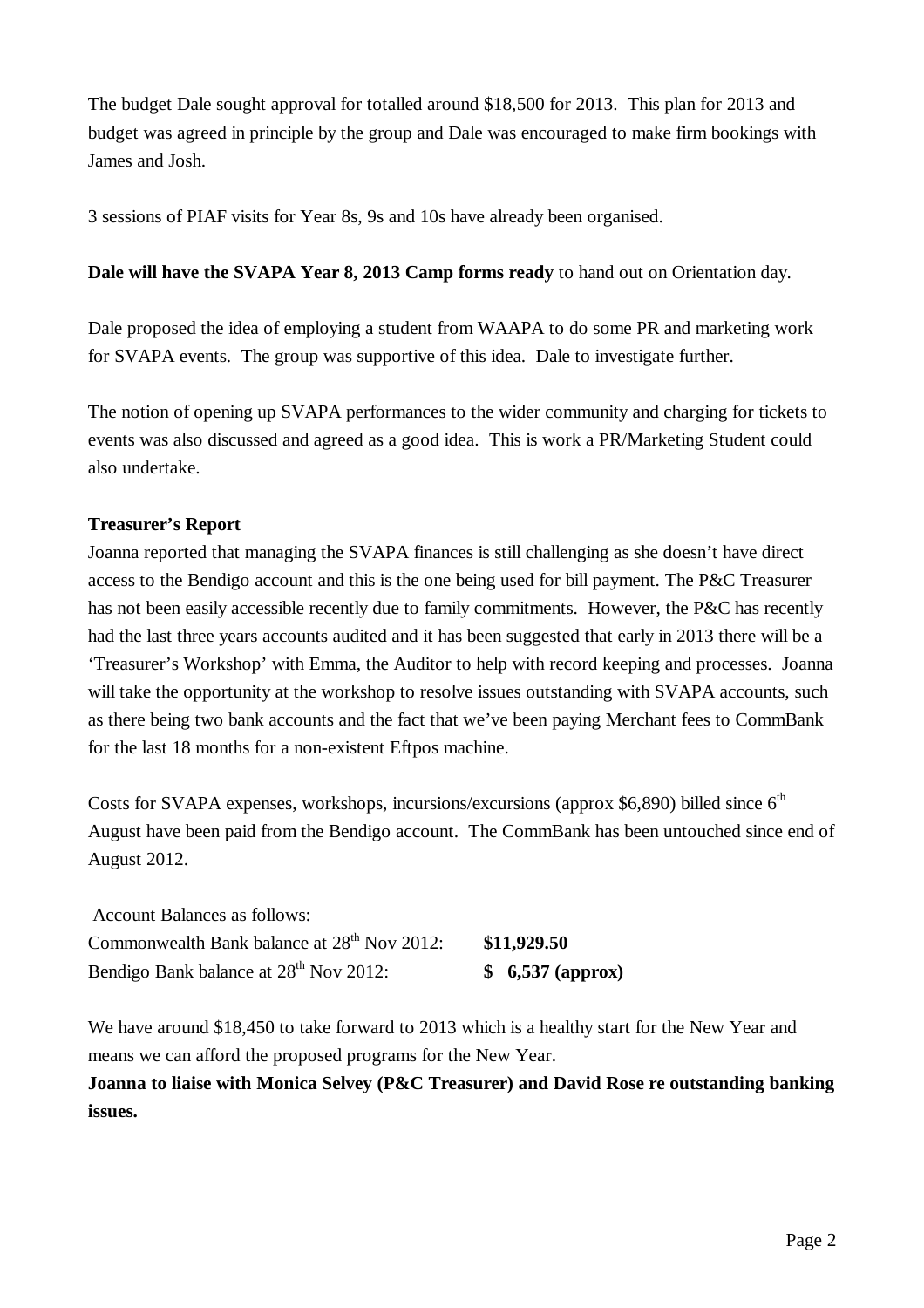The budget Dale sought approval for totalled around $18,500 for 2013. This plan for 2013 and budget was agreed in principle by the group and Dale was encouraged to make firm bookings with James and Josh.

3 sessions of PIAF visits for Year 8s, 9s and 10s have already been organised.

**Dale will have the SVAPA Year 8, 2013 Camp forms ready** to hand out on Orientation day.

Dale proposed the idea of employing a student from WAAPA to do some PR and marketing work for SVAPA events. The group was supportive of this idea. Dale to investigate further.

The notion of opening up SVAPA performances to the wider community and charging for tickets to events was also discussed and agreed as a good idea. This is work a PR/Marketing Student could also undertake.

**Treasurer's Report**

Joanna reported that managing the SVAPA finances is still challenging as she doesn't have direct access to the Bendigo account and this is the one being used for bill payment. The P&C Treasurer has not been easily accessible recently due to family commitments. However, the P&C has recently had the last three years accounts audited and it has been suggested that early in 2013 there will be a 'Treasurer's Workshop' with Emma, the Auditor to help with record keeping and processes. Joanna will take the opportunity at the workshop to resolve issues outstanding with SVAPA accounts, such as there being two bank accounts and the fact that we've been paying Merchant fees to CommBank for the last 18 months for a non-existent Eftpos machine.

Costs for SVAPA expenses, workshops, incursions/excursions (approx $6,890) billed since 6th August have been paid from the Bendigo account. The CommBank has been untouched since end of August 2012.

Account Balances as follows:

| | |
|---|---|
| Commonwealth Bank balance at 28th Nov 2012: | **$11,929.50** |
| Bendigo Bank balance at 28th Nov 2012: | **$ 6,537 (approx)** |

We have around $18,450 to take forward to 2013 which is a healthy start for the New Year and means we can afford the proposed programs for the New Year.

**Joanna to liaise with Monica Selvey (P&C Treasurer) and David Rose re outstanding banking issues.**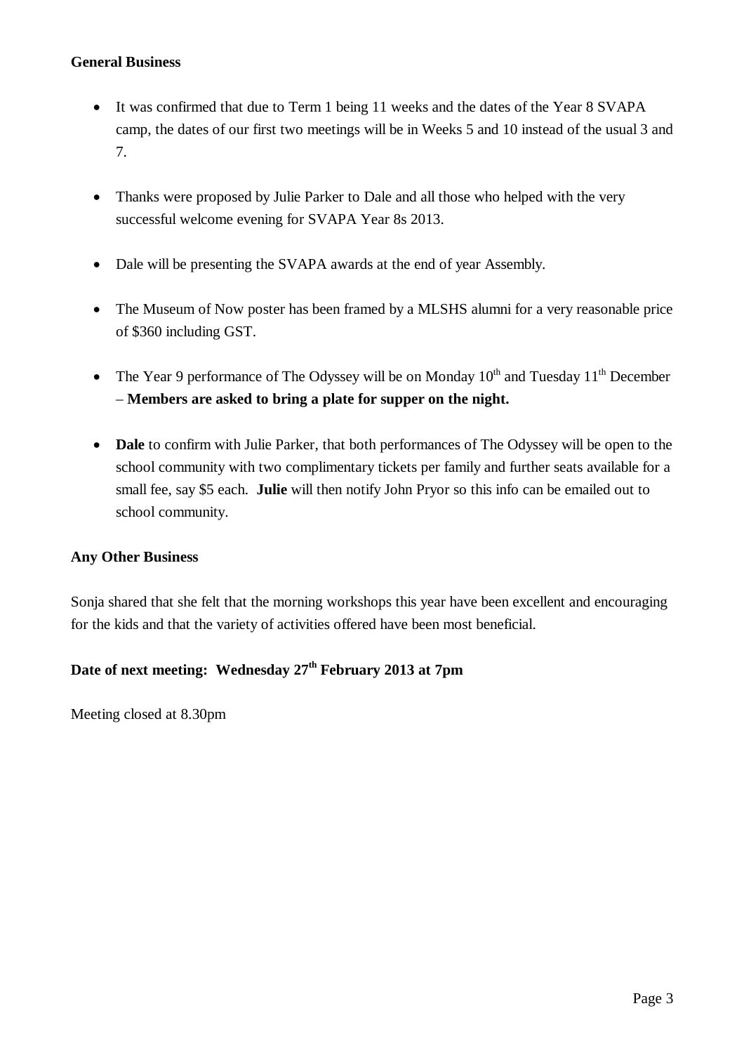**General Business**

- It was confirmed that due to Term 1 being 11 weeks and the dates of the Year 8 SVAPA camp, the dates of our first two meetings will be in Weeks 5 and 10 instead of the usual 3 and 7.

- Thanks were proposed by Julie Parker to Dale and all those who helped with the very successful welcome evening for SVAPA Year 8s 2013.

- Dale will be presenting the SVAPA awards at the end of year Assembly.

- The Museum of Now poster has been framed by a MLSHS alumni for a very reasonable price of $360 including GST.

- The Year 9 performance of The Odyssey will be on Monday 10th and Tuesday 11th December – **Members are asked to bring a plate for supper on the night.**

- **Dale** to confirm with Julie Parker, that both performances of The Odyssey will be open to the school community with two complimentary tickets per family and further seats available for a small fee, say $5 each. **Julie** will then notify John Pryor so this info can be emailed out to school community.

**Any Other Business**

Sonja shared that she felt that the morning workshops this year have been excellent and encouraging for the kids and that the variety of activities offered have been most beneficial.

**Date of next meeting: Wednesday 27th February 2013 at 7pm**

Meeting closed at 8.30pm